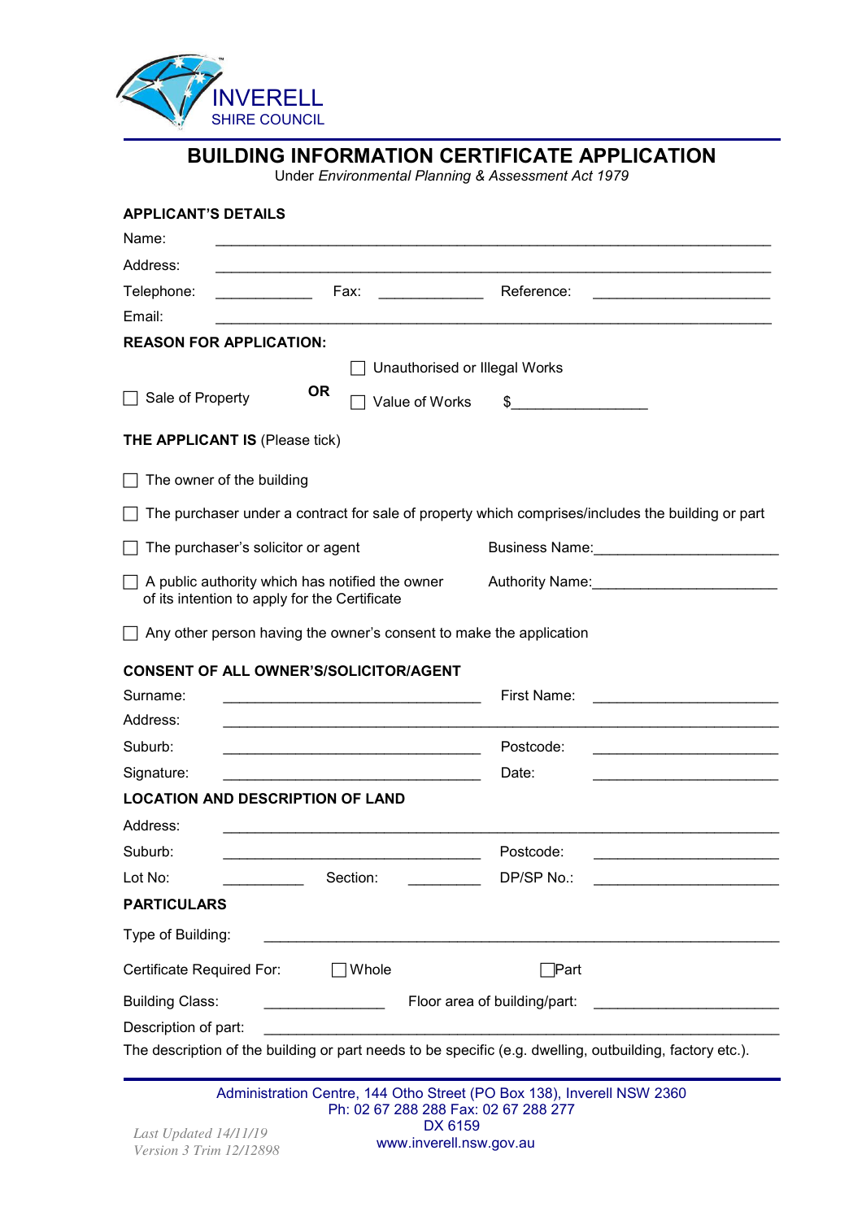INVERELL
SHIRE COUNCIL

# BUILDING INFORMATION CERTIFICATE APPLICATION

Under *Environmental Planning & Assessment Act 1979*

## APPLICANT'S DETAILS

Name: ______________________________________________

Address: ______________________________________________

Telephone: ____________ Fax: _____________ Reference: ______________________

Email: ______________________________________________

## REASON FOR APPLICATION:

☐ Sale of Property **OR** ☐ Unauthorised or Illegal Works ☐ Value of Works $_______________

**THE APPLICANT IS** (Please tick)

☐ The owner of the building

☐ The purchaser under a contract for sale of property which comprises/includes the building or part

☐ The purchaser's solicitor or agent Business Name:______________________

☐ A public authority which has notified the owner of its intention to apply for the Certificate Authority Name:______________________

☐ Any other person having the owner's consent to make the application

## CONSENT OF ALL OWNER'S/SOLICITOR/AGENT

Surname: ______________________________ First Name: ______________________

Address: ______________________________________________

Suburb: ______________________________ Postcode: ______________________

Signature: ______________________________ Date: ______________________

## LOCATION AND DESCRIPTION OF LAND

Address: ______________________________________________

Suburb: ______________________________ Postcode: ______________________

Lot No: __________ Section: _________ DP/SP No.: ______________________

## PARTICULARS

Type of Building: ______________________________________________

Certificate Required For: ☐ Whole ☐ Part

Building Class: _______________ Floor area of building/part: ______________________

Description of part: ______________________________________________

The description of the building or part needs to be specific (e.g. dwelling, outbuilding, factory etc.).

Administration Centre, 144 Otho Street (PO Box 138), Inverell NSW 2360
Ph: 02 67 288 288 Fax: 02 67 288 277
DX 6159
www.inverell.nsw.gov.au

*Last Updated 14/11/19*
*Version 3 Trim 12/12898*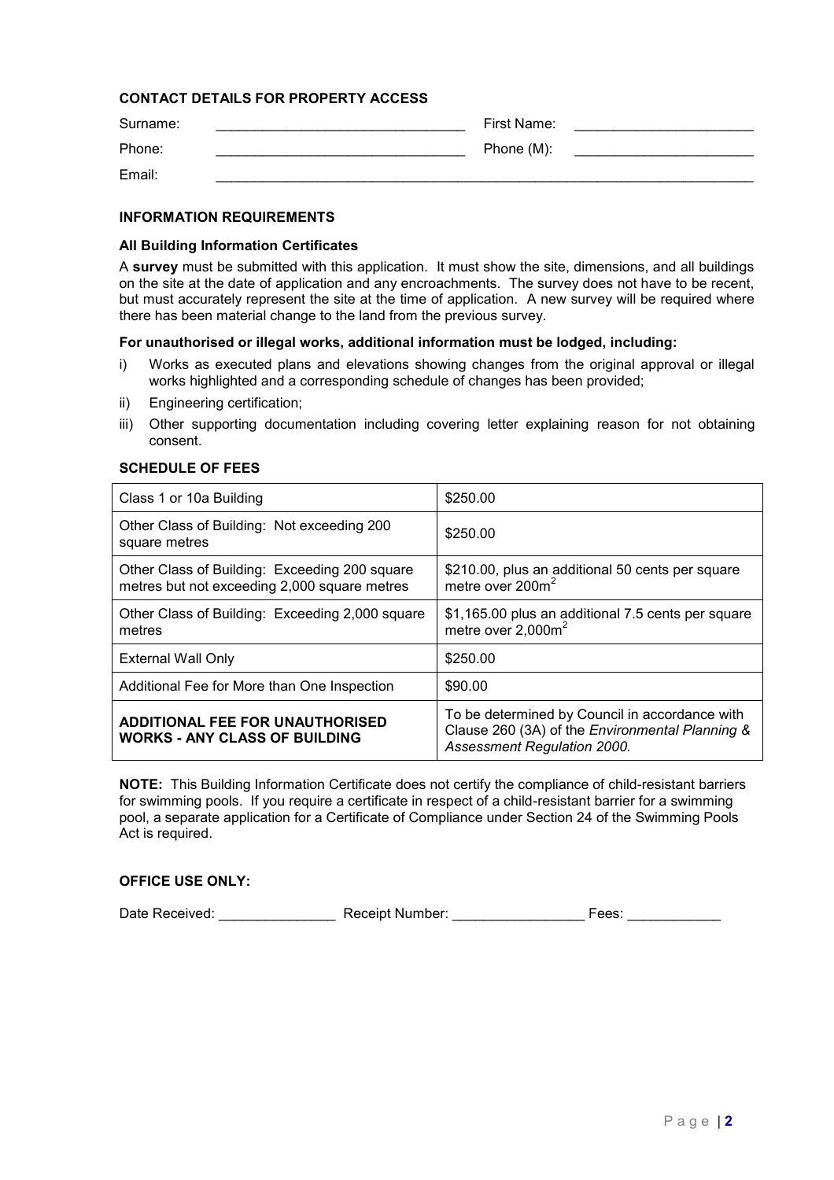**CONTACT DETAILS FOR PROPERTY ACCESS**

Surname: ________________________________ First Name: ______________________

Phone: ________________________________ Phone (M): ______________________

Email: ______________________________________________________________________

**INFORMATION REQUIREMENTS**

**All Building Information Certificates**

A **survey** must be submitted with this application. It must show the site, dimensions, and all buildings on the site at the date of application and any encroachments. The survey does not have to be recent, but must accurately represent the site at the time of application. A new survey will be required where there has been material change to the land from the previous survey.

**For unauthorised or illegal works, additional information must be lodged, including:**

i) Works as executed plans and elevations showing changes from the original approval or illegal works highlighted and a corresponding schedule of changes has been provided;

ii) Engineering certification;

iii) Other supporting documentation including covering letter explaining reason for not obtaining consent.

**SCHEDULE OF FEES**

| | |
|---|---|
| Class 1 or 10a Building | \$250.00 |
| Other Class of Building: Not exceeding 200 square metres | \$250.00 |
| Other Class of Building: Exceeding 200 square metres but not exceeding 2,000 square metres | \$210.00, plus an additional 50 cents per square metre over $200m^2$ |
| Other Class of Building: Exceeding 2,000 square metres | \$1,165.00 plus an additional 7.5 cents per square metre over $2{,}000m^2$ |
| External Wall Only | \$250.00 |
| Additional Fee for More than One Inspection | \$90.00 |
| **ADDITIONAL FEE FOR UNAUTHORISED WORKS - ANY CLASS OF BUILDING** | To be determined by Council in accordance with Clause 260 (3A) of the *Environmental Planning & Assessment Regulation 2000.* |

**NOTE:** This Building Information Certificate does not certify the compliance of child-resistant barriers for swimming pools. If you require a certificate in respect of a child-resistant barrier for a swimming pool, a separate application for a Certificate of Compliance under Section 24 of the Swimming Pools Act is required.

**OFFICE USE ONLY:**

Date Received: _______________ Receipt Number: ________________ Fees: ____________